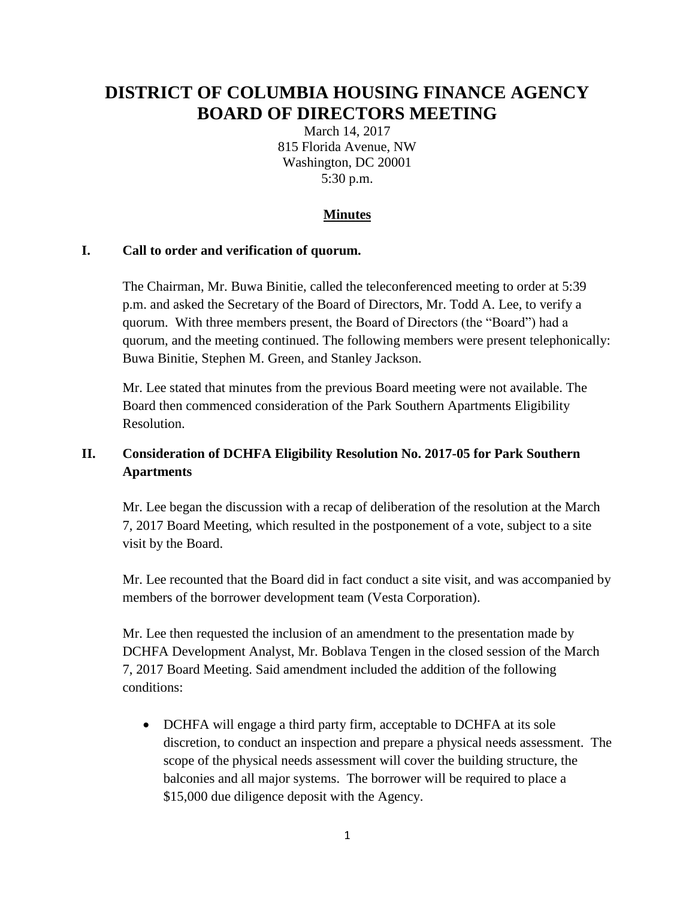# DISTRICT OF COLUMBIA HOUSING FINANCE AGENCY BOARD OF DIRECTORS MEETING

March 14, 2017
815 Florida Avenue, NW
Washington, DC 20001
5:30 p.m.

**Minutes**

## I. Call to order and verification of quorum.

The Chairman, Mr. Buwa Binitie, called the teleconferenced meeting to order at 5:39 p.m. and asked the Secretary of the Board of Directors, Mr. Todd A. Lee, to verify a quorum. With three members present, the Board of Directors (the "Board") had a quorum, and the meeting continued. The following members were present telephonically: Buwa Binitie, Stephen M. Green, and Stanley Jackson.

Mr. Lee stated that minutes from the previous Board meeting were not available. The Board then commenced consideration of the Park Southern Apartments Eligibility Resolution.

## II. Consideration of DCHFA Eligibility Resolution No. 2017-05 for Park Southern Apartments

Mr. Lee began the discussion with a recap of deliberation of the resolution at the March 7, 2017 Board Meeting, which resulted in the postponement of a vote, subject to a site visit by the Board.

Mr. Lee recounted that the Board did in fact conduct a site visit, and was accompanied by members of the borrower development team (Vesta Corporation).

Mr. Lee then requested the inclusion of an amendment to the presentation made by DCHFA Development Analyst, Mr. Boblava Tengen in the closed session of the March 7, 2017 Board Meeting. Said amendment included the addition of the following conditions:

- DCHFA will engage a third party firm, acceptable to DCHFA at its sole discretion, to conduct an inspection and prepare a physical needs assessment. The scope of the physical needs assessment will cover the building structure, the balconies and all major systems. The borrower will be required to place a \$15,000 due diligence deposit with the Agency.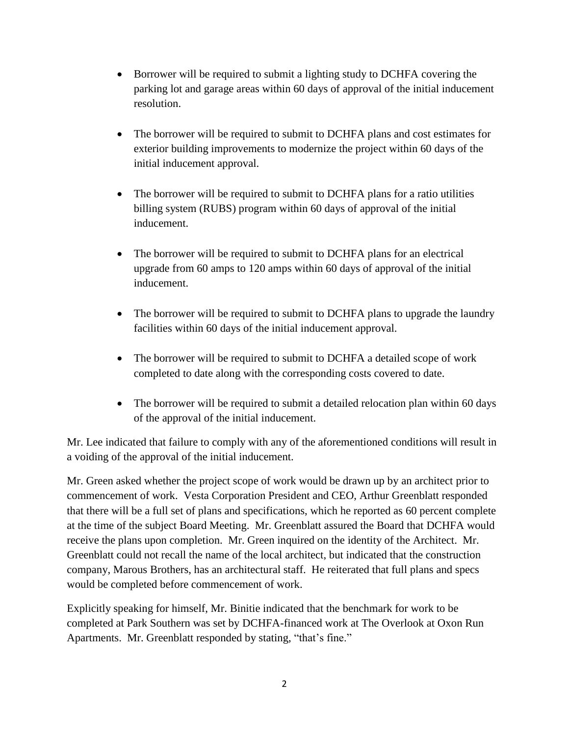- Borrower will be required to submit a lighting study to DCHFA covering the parking lot and garage areas within 60 days of approval of the initial inducement resolution.

- The borrower will be required to submit to DCHFA plans and cost estimates for exterior building improvements to modernize the project within 60 days of the initial inducement approval.

- The borrower will be required to submit to DCHFA plans for a ratio utilities billing system (RUBS) program within 60 days of approval of the initial inducement.

- The borrower will be required to submit to DCHFA plans for an electrical upgrade from 60 amps to 120 amps within 60 days of approval of the initial inducement.

- The borrower will be required to submit to DCHFA plans to upgrade the laundry facilities within 60 days of the initial inducement approval.

- The borrower will be required to submit to DCHFA a detailed scope of work completed to date along with the corresponding costs covered to date.

- The borrower will be required to submit a detailed relocation plan within 60 days of the approval of the initial inducement.

Mr. Lee indicated that failure to comply with any of the aforementioned conditions will result in a voiding of the approval of the initial inducement.

Mr. Green asked whether the project scope of work would be drawn up by an architect prior to commencement of work. Vesta Corporation President and CEO, Arthur Greenblatt responded that there will be a full set of plans and specifications, which he reported as 60 percent complete at the time of the subject Board Meeting. Mr. Greenblatt assured the Board that DCHFA would receive the plans upon completion. Mr. Green inquired on the identity of the Architect. Mr. Greenblatt could not recall the name of the local architect, but indicated that the construction company, Marous Brothers, has an architectural staff. He reiterated that full plans and specs would be completed before commencement of work.

Explicitly speaking for himself, Mr. Binitie indicated that the benchmark for work to be completed at Park Southern was set by DCHFA-financed work at The Overlook at Oxon Run Apartments. Mr. Greenblatt responded by stating, "that's fine."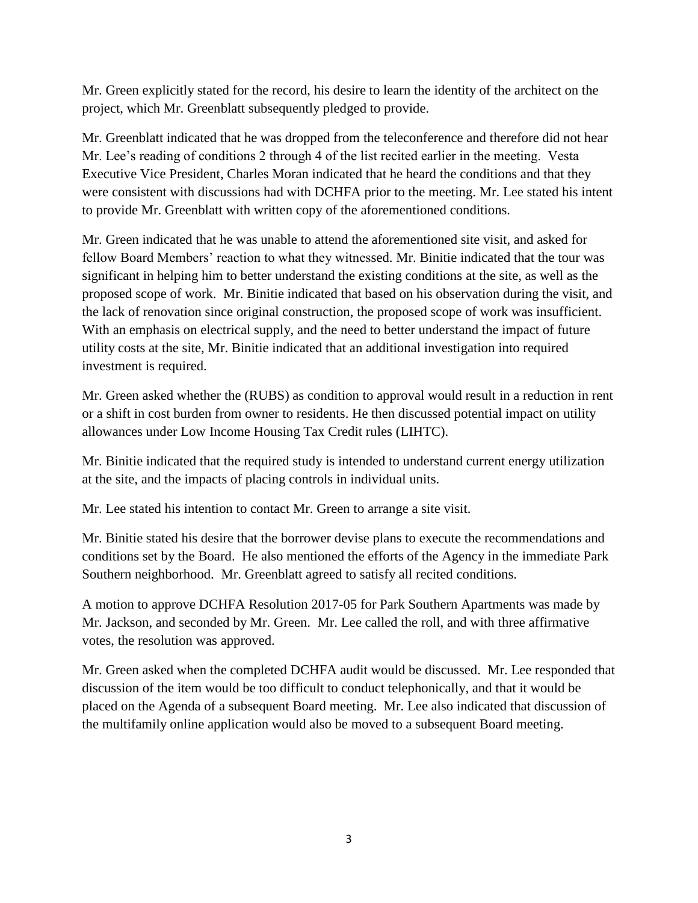Mr. Green explicitly stated for the record, his desire to learn the identity of the architect on the project, which Mr. Greenblatt subsequently pledged to provide.

Mr. Greenblatt indicated that he was dropped from the teleconference and therefore did not hear Mr. Lee's reading of conditions 2 through 4 of the list recited earlier in the meeting. Vesta Executive Vice President, Charles Moran indicated that he heard the conditions and that they were consistent with discussions had with DCHFA prior to the meeting. Mr. Lee stated his intent to provide Mr. Greenblatt with written copy of the aforementioned conditions.

Mr. Green indicated that he was unable to attend the aforementioned site visit, and asked for fellow Board Members' reaction to what they witnessed. Mr. Binitie indicated that the tour was significant in helping him to better understand the existing conditions at the site, as well as the proposed scope of work. Mr. Binitie indicated that based on his observation during the visit, and the lack of renovation since original construction, the proposed scope of work was insufficient. With an emphasis on electrical supply, and the need to better understand the impact of future utility costs at the site, Mr. Binitie indicated that an additional investigation into required investment is required.

Mr. Green asked whether the (RUBS) as condition to approval would result in a reduction in rent or a shift in cost burden from owner to residents. He then discussed potential impact on utility allowances under Low Income Housing Tax Credit rules (LIHTC).

Mr. Binitie indicated that the required study is intended to understand current energy utilization at the site, and the impacts of placing controls in individual units.

Mr. Lee stated his intention to contact Mr. Green to arrange a site visit.

Mr. Binitie stated his desire that the borrower devise plans to execute the recommendations and conditions set by the Board. He also mentioned the efforts of the Agency in the immediate Park Southern neighborhood. Mr. Greenblatt agreed to satisfy all recited conditions.

A motion to approve DCHFA Resolution 2017-05 for Park Southern Apartments was made by Mr. Jackson, and seconded by Mr. Green. Mr. Lee called the roll, and with three affirmative votes, the resolution was approved.

Mr. Green asked when the completed DCHFA audit would be discussed. Mr. Lee responded that discussion of the item would be too difficult to conduct telephonically, and that it would be placed on the Agenda of a subsequent Board meeting. Mr. Lee also indicated that discussion of the multifamily online application would also be moved to a subsequent Board meeting.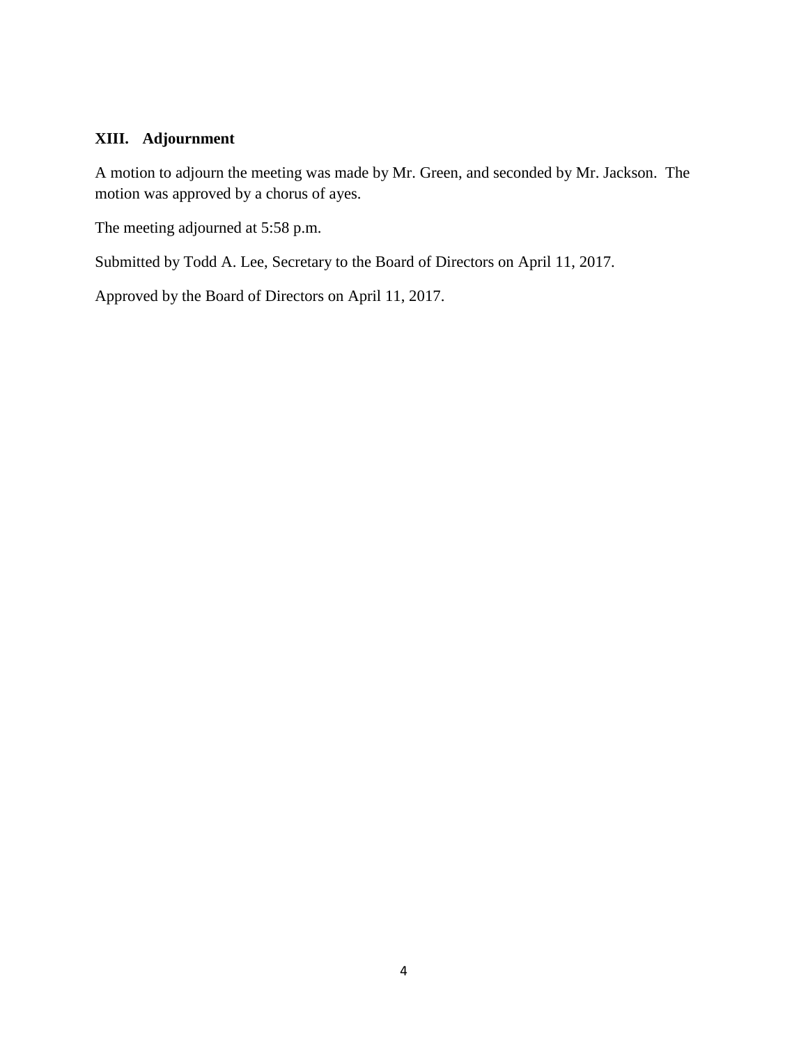## XIII. Adjournment

A motion to adjourn the meeting was made by Mr. Green, and seconded by Mr. Jackson. The motion was approved by a chorus of ayes.

The meeting adjourned at 5:58 p.m.

Submitted by Todd A. Lee, Secretary to the Board of Directors on April 11, 2017.

Approved by the Board of Directors on April 11, 2017.